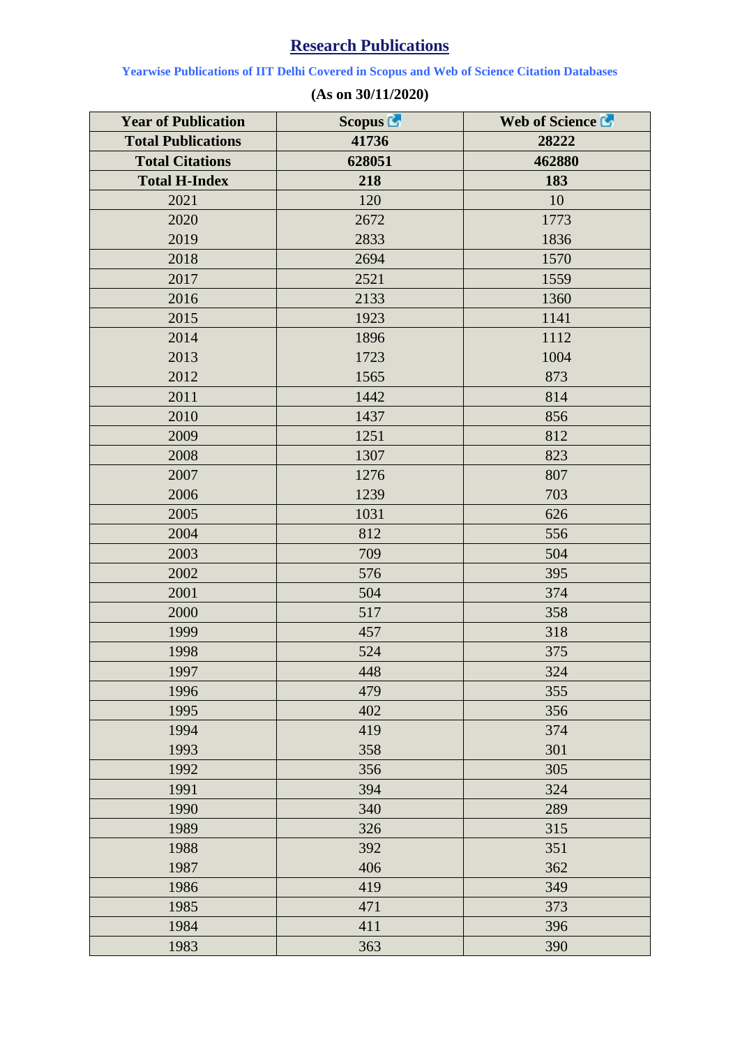# Research Publications

### Yearwise Publications of IIT Delhi Covered in Scopus and Web of Science Citation Databases

**(As on 30/11/2020)**

| Year of Publication | Scopus | Web of Science |
|---|---|---|
| **Total Publications** | **41736** | **28222** |
| **Total Citations** | **628051** | **462880** |
| **Total H-Index** | **218** | **183** |
| 2021 | 120 | 10 |
| 2020 | 2672 | 1773 |
| 2019 | 2833 | 1836 |
| 2018 | 2694 | 1570 |
| 2017 | 2521 | 1559 |
| 2016 | 2133 | 1360 |
| 2015 | 1923 | 1141 |
| 2014 | 1896 | 1112 |
| 2013 | 1723 | 1004 |
| 2012 | 1565 | 873 |
| 2011 | 1442 | 814 |
| 2010 | 1437 | 856 |
| 2009 | 1251 | 812 |
| 2008 | 1307 | 823 |
| 2007 | 1276 | 807 |
| 2006 | 1239 | 703 |
| 2005 | 1031 | 626 |
| 2004 | 812 | 556 |
| 2003 | 709 | 504 |
| 2002 | 576 | 395 |
| 2001 | 504 | 374 |
| 2000 | 517 | 358 |
| 1999 | 457 | 318 |
| 1998 | 524 | 375 |
| 1997 | 448 | 324 |
| 1996 | 479 | 355 |
| 1995 | 402 | 356 |
| 1994 | 419 | 374 |
| 1993 | 358 | 301 |
| 1992 | 356 | 305 |
| 1991 | 394 | 324 |
| 1990 | 340 | 289 |
| 1989 | 326 | 315 |
| 1988 | 392 | 351 |
| 1987 | 406 | 362 |
| 1986 | 419 | 349 |
| 1985 | 471 | 373 |
| 1984 | 411 | 396 |
| 1983 | 363 | 390 |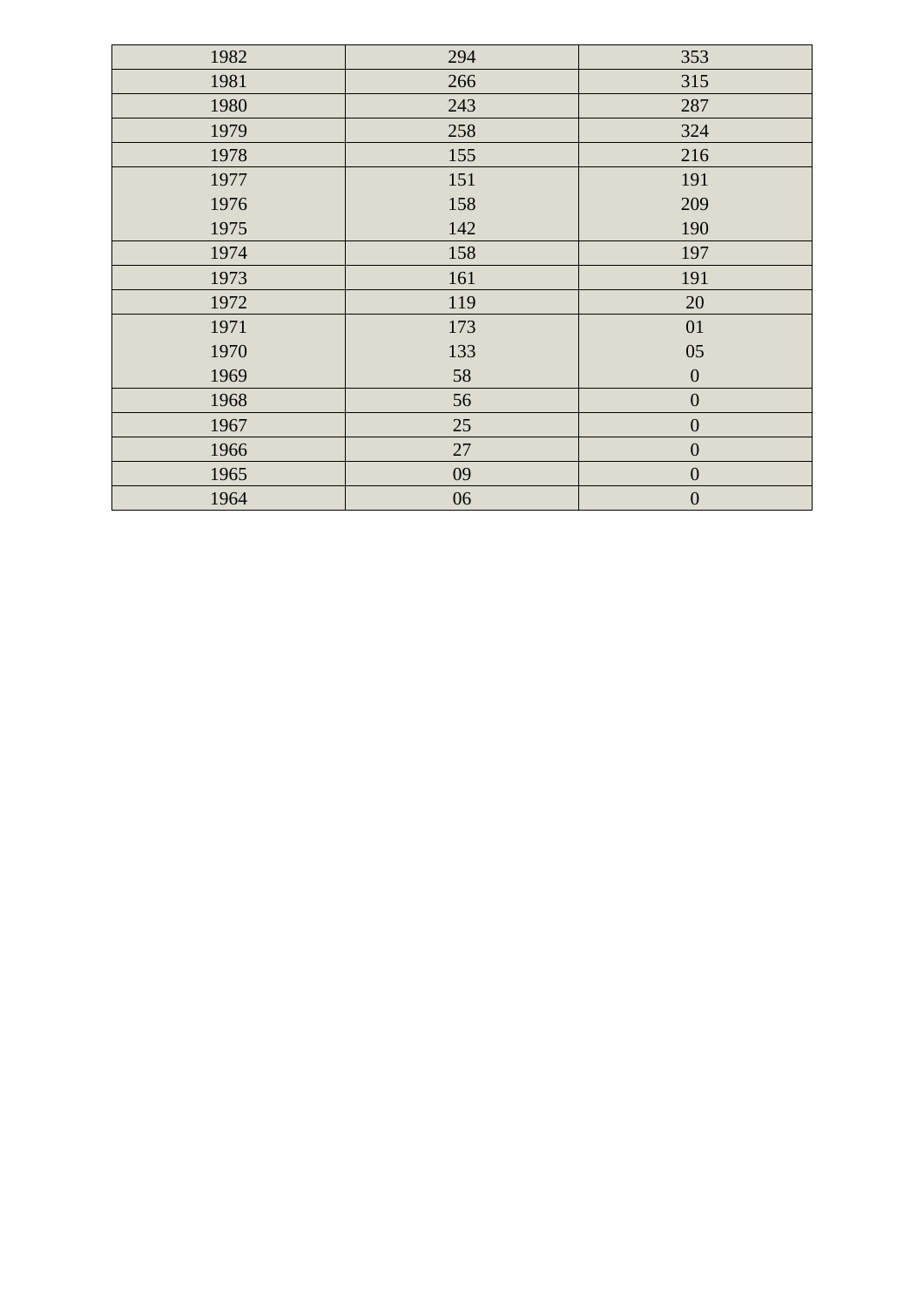| | | |
|---|---|---|
| 1982 | 294 | 353 |
| 1981 | 266 | 315 |
| 1980 | 243 | 287 |
| 1979 | 258 | 324 |
| 1978 | 155 | 216 |
| 1977 | 151 | 191 |
| 1976 | 158 | 209 |
| 1975 | 142 | 190 |
| 1974 | 158 | 197 |
| 1973 | 161 | 191 |
| 1972 | 119 | 20 |
| 1971 | 173 | 01 |
| 1970 | 133 | 05 |
| 1969 | 58 | 0 |
| 1968 | 56 | 0 |
| 1967 | 25 | 0 |
| 1966 | 27 | 0 |
| 1965 | 09 | 0 |
| 1964 | 06 | 0 |